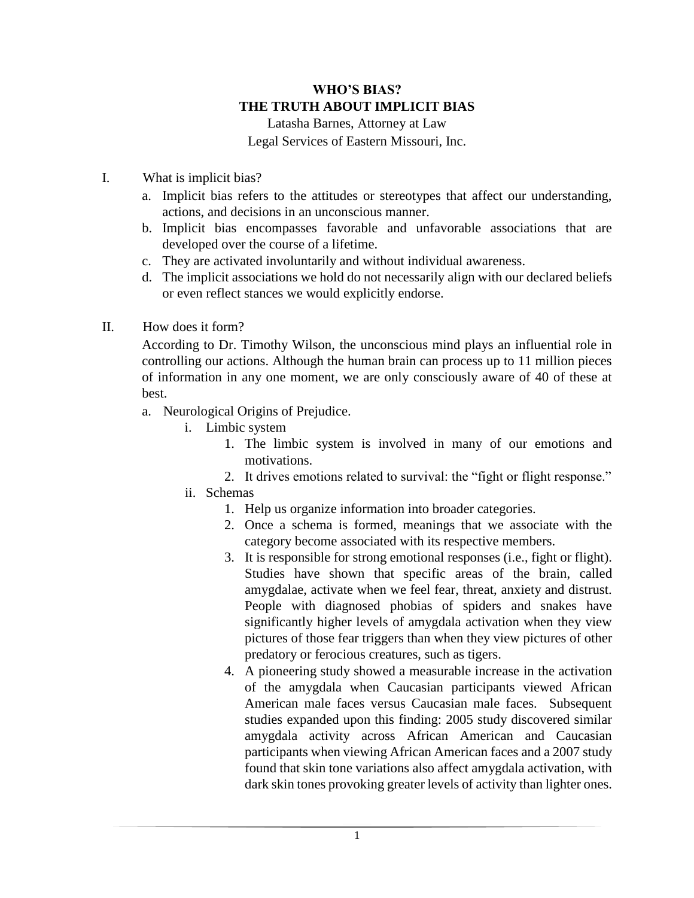# WHO'S BIAS?
# THE TRUTH ABOUT IMPLICIT BIAS

Latasha Barnes, Attorney at Law

Legal Services of Eastern Missouri, Inc.

I. What is implicit bias?

   a. Implicit bias refers to the attitudes or stereotypes that affect our understanding, actions, and decisions in an unconscious manner.

   b. Implicit bias encompasses favorable and unfavorable associations that are developed over the course of a lifetime.

   c. They are activated involuntarily and without individual awareness.

   d. The implicit associations we hold do not necessarily align with our declared beliefs or even reflect stances we would explicitly endorse.

II. How does it form?

   According to Dr. Timothy Wilson, the unconscious mind plays an influential role in controlling our actions. Although the human brain can process up to 11 million pieces of information in any one moment, we are only consciously aware of 40 of these at best.

   a. Neurological Origins of Prejudice.

      i. Limbic system

         1. The limbic system is involved in many of our emotions and motivations.
         2. It drives emotions related to survival: the "fight or flight response."

      ii. Schemas

         1. Help us organize information into broader categories.
         2. Once a schema is formed, meanings that we associate with the category become associated with its respective members.
         3. It is responsible for strong emotional responses (i.e., fight or flight). Studies have shown that specific areas of the brain, called amygdalae, activate when we feel fear, threat, anxiety and distrust. People with diagnosed phobias of spiders and snakes have significantly higher levels of amygdala activation when they view pictures of those fear triggers than when they view pictures of other predatory or ferocious creatures, such as tigers.
         4. A pioneering study showed a measurable increase in the activation of the amygdala when Caucasian participants viewed African American male faces versus Caucasian male faces. Subsequent studies expanded upon this finding: 2005 study discovered similar amygdala activity across African American and Caucasian participants when viewing African American faces and a 2007 study found that skin tone variations also affect amygdala activation, with dark skin tones provoking greater levels of activity than lighter ones.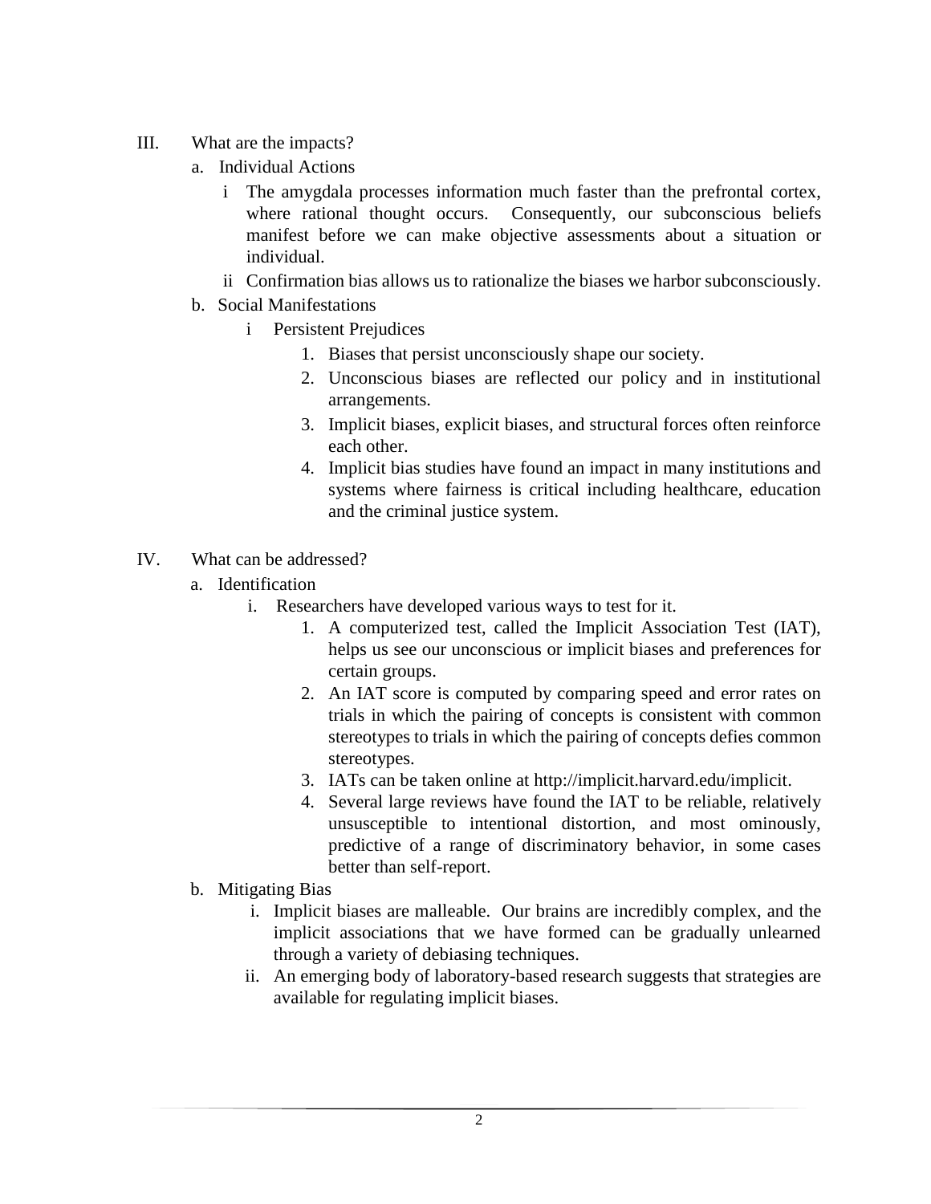III. What are the impacts?

   a. Individual Actions

      i The amygdala processes information much faster than the prefrontal cortex, where rational thought occurs. Consequently, our subconscious beliefs manifest before we can make objective assessments about a situation or individual.

      ii Confirmation bias allows us to rationalize the biases we harbor subconsciously.

   b. Social Manifestations

      i Persistent Prejudices

         1. Biases that persist unconsciously shape our society.
         2. Unconscious biases are reflected our policy and in institutional arrangements.
         3. Implicit biases, explicit biases, and structural forces often reinforce each other.
         4. Implicit bias studies have found an impact in many institutions and systems where fairness is critical including healthcare, education and the criminal justice system.

IV. What can be addressed?

   a. Identification

      i. Researchers have developed various ways to test for it.

         1. A computerized test, called the Implicit Association Test (IAT), helps us see our unconscious or implicit biases and preferences for certain groups.
         2. An IAT score is computed by comparing speed and error rates on trials in which the pairing of concepts is consistent with common stereotypes to trials in which the pairing of concepts defies common stereotypes.
         3. IATs can be taken online at http://implicit.harvard.edu/implicit.
         4. Several large reviews have found the IAT to be reliable, relatively unsusceptible to intentional distortion, and most ominously, predictive of a range of discriminatory behavior, in some cases better than self-report.

   b. Mitigating Bias

      i. Implicit biases are malleable. Our brains are incredibly complex, and the implicit associations that we have formed can be gradually unlearned through a variety of debiasing techniques.

      ii. An emerging body of laboratory-based research suggests that strategies are available for regulating implicit biases.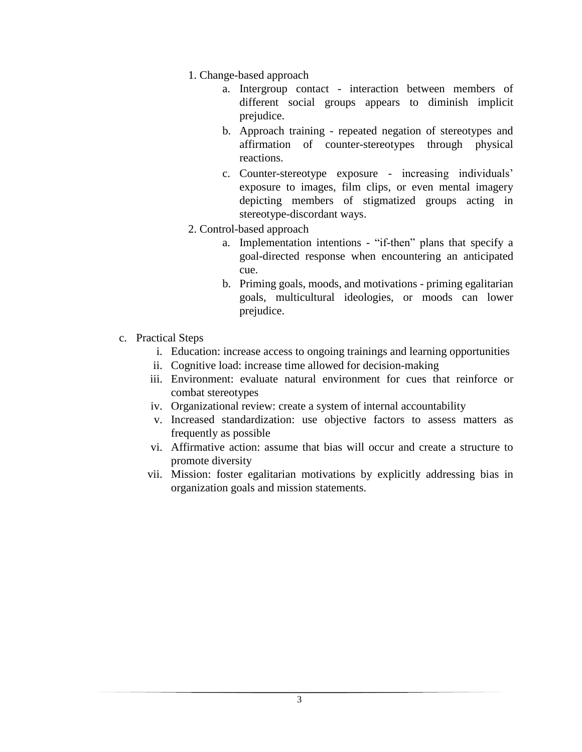1. Change-based approach
    a. Intergroup contact - interaction between members of different social groups appears to diminish implicit prejudice.
    b. Approach training - repeated negation of stereotypes and affirmation of counter-stereotypes through physical reactions.
    c. Counter-stereotype exposure - increasing individuals' exposure to images, film clips, or even mental imagery depicting members of stigmatized groups acting in stereotype-discordant ways.
2. Control-based approach
    a. Implementation intentions - "if-then" plans that specify a goal-directed response when encountering an anticipated cue.
    b. Priming goals, moods, and motivations - priming egalitarian goals, multicultural ideologies, or moods can lower prejudice.

c. Practical Steps
   i. Education: increase access to ongoing trainings and learning opportunities
   ii. Cognitive load: increase time allowed for decision-making
   iii. Environment: evaluate natural environment for cues that reinforce or combat stereotypes
   iv. Organizational review: create a system of internal accountability
   v. Increased standardization: use objective factors to assess matters as frequently as possible
   vi. Affirmative action: assume that bias will occur and create a structure to promote diversity
   vii. Mission: foster egalitarian motivations by explicitly addressing bias in organization goals and mission statements.